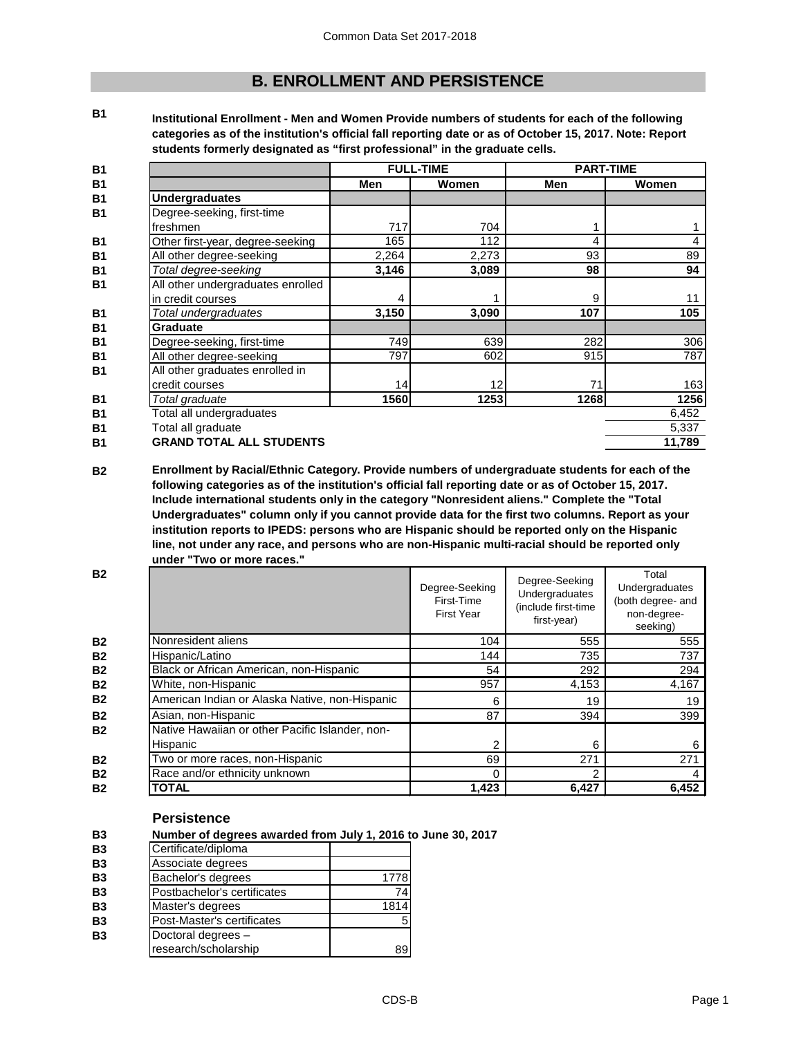## B. ENROLLMENT AND PERSISTENCE

**B1** **Institutional Enrollment - Men and Women Provide numbers of students for each of the following categories as of the institution's official fall reporting date or as of October 15, 2017. Note: Report students formerly designated as "first professional" in the graduate cells.**

| | FULL-TIME | | PART-TIME | |
|---|---|---|---|---|
| | **Men** | **Women** | **Men** | **Women** |
| **Undergraduates** | | | | |
| Degree-seeking, first-time freshmen | 717 | 704 | 1 | 1 |
| Other first-year, degree-seeking | 165 | 112 | 4 | 4 |
| All other degree-seeking | 2,264 | 2,273 | 93 | 89 |
| *Total degree-seeking* | **3,146** | **3,089** | **98** | **94** |
| All other undergraduates enrolled in credit courses | 4 | 1 | 9 | 11 |
| *Total undergraduates* | **3,150** | **3,090** | **107** | **105** |
| **Graduate** | | | | |
| Degree-seeking, first-time | 749 | 639 | 282 | 306 |
| All other degree-seeking | 797 | 602 | 915 | 787 |
| All other graduates enrolled in credit courses | 14 | 12 | 71 | 163 |
| *Total graduate* | **1560** | **1253** | **1268** | **1256** |
| Total all undergraduates | | | | 6,452 |
| Total all graduate | | | | 5,337 |
| **GRAND TOTAL ALL STUDENTS** | | | | **11,789** |

**B2** **Enrollment by Racial/Ethnic Category. Provide numbers of undergraduate students for each of the following categories as of the institution's official fall reporting date or as of October 15, 2017. Include international students only in the category "Nonresident aliens." Complete the "Total Undergraduates" column only if you cannot provide data for the first two columns. Report as your institution reports to IPEDS: persons who are Hispanic should be reported only on the Hispanic line, not under any race, and persons who are non-Hispanic multi-racial should be reported only under "Two or more races."**

| | Degree-Seeking First-Time First Year | Degree-Seeking Undergraduates (include first-time first-year) | Total Undergraduates (both degree- and non-degree-seeking) |
|---|---|---|---|
| Nonresident aliens | 104 | 555 | 555 |
| Hispanic/Latino | 144 | 735 | 737 |
| Black or African American, non-Hispanic | 54 | 292 | 294 |
| White, non-Hispanic | 957 | 4,153 | 4,167 |
| American Indian or Alaska Native, non-Hispanic | 6 | 19 | 19 |
| Asian, non-Hispanic | 87 | 394 | 399 |
| Native Hawaiian or other Pacific Islander, non-Hispanic | 2 | 6 | 6 |
| Two or more races, non-Hispanic | 69 | 271 | 271 |
| Race and/or ethnicity unknown | 0 | 2 | 4 |
| **TOTAL** | **1,423** | **6,427** | **6,452** |

### Persistence

**B3** **Number of degrees awarded from July 1, 2016 to June 30, 2017**

| | |
|---|---|
| Certificate/diploma | |
| Associate degrees | |
| Bachelor's degrees | 1778 |
| Postbachelor's certificates | 74 |
| Master's degrees | 1814 |
| Post-Master's certificates | 5 |
| Doctoral degrees – research/scholarship | 89 |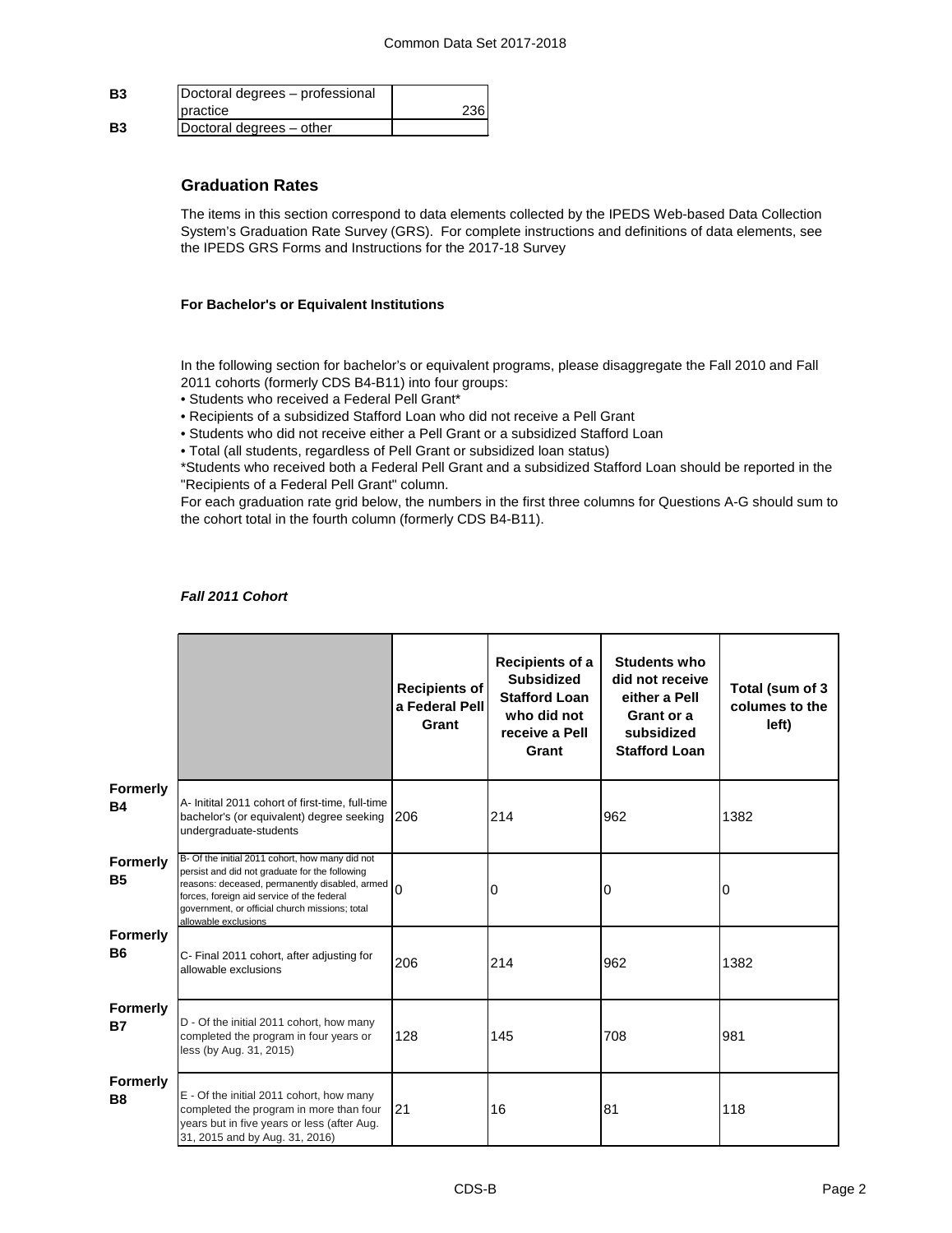| | | |
|---|---|---|
| B3 | Doctoral degrees – professional practice | 236 |
| B3 | Doctoral degrees – other | |

## Graduation Rates

The items in this section correspond to data elements collected by the IPEDS Web-based Data Collection System's Graduation Rate Survey (GRS). For complete instructions and definitions of data elements, see the IPEDS GRS Forms and Instructions for the 2017-18 Survey

**For Bachelor's or Equivalent Institutions**

In the following section for bachelor's or equivalent programs, please disaggregate the Fall 2010 and Fall 2011 cohorts (formerly CDS B4-B11) into four groups:

- Students who received a Federal Pell Grant*
- Recipients of a subsidized Stafford Loan who did not receive a Pell Grant
- Students who did not receive either a Pell Grant or a subsidized Stafford Loan
- Total (all students, regardless of Pell Grant or subsidized loan status)

*Students who received both a Federal Pell Grant and a subsidized Stafford Loan should be reported in the "Recipients of a Federal Pell Grant" column.

For each graduation rate grid below, the numbers in the first three columns for Questions A-G should sum to the cohort total in the fourth column (formerly CDS B4-B11).

***Fall 2011 Cohort***

| | | Recipients of a Federal Pell Grant | Recipients of a Subsidized Stafford Loan who did not receive a Pell Grant | Students who did not receive either a Pell Grant or a subsidized Stafford Loan | Total (sum of 3 columes to the left) |
|---|---|---|---|---|---|
| **Formerly B4** | A- Initital 2011 cohort of first-time, full-time bachelor's (or equivalent) degree seeking undergraduate-students | 206 | 214 | 962 | 1382 |
| **Formerly B5** | B- Of the initial 2011 cohort, how many did not persist and did not graduate for the following reasons: deceased, permanently disabled, armed forces, foreign aid service of the federal government, or official church missions; total allowable exclusions | 0 | 0 | 0 | 0 |
| **Formerly B6** | C- Final 2011 cohort, after adjusting for allowable exclusions | 206 | 214 | 962 | 1382 |
| **Formerly B7** | D - Of the initial 2011 cohort, how many completed the program in four years or less (by Aug. 31, 2015) | 128 | 145 | 708 | 981 |
| **Formerly B8** | E - Of the initial 2011 cohort, how many completed the program in more than four years but in five years or less (after Aug. 31, 2015 and by Aug. 31, 2016) | 21 | 16 | 81 | 118 |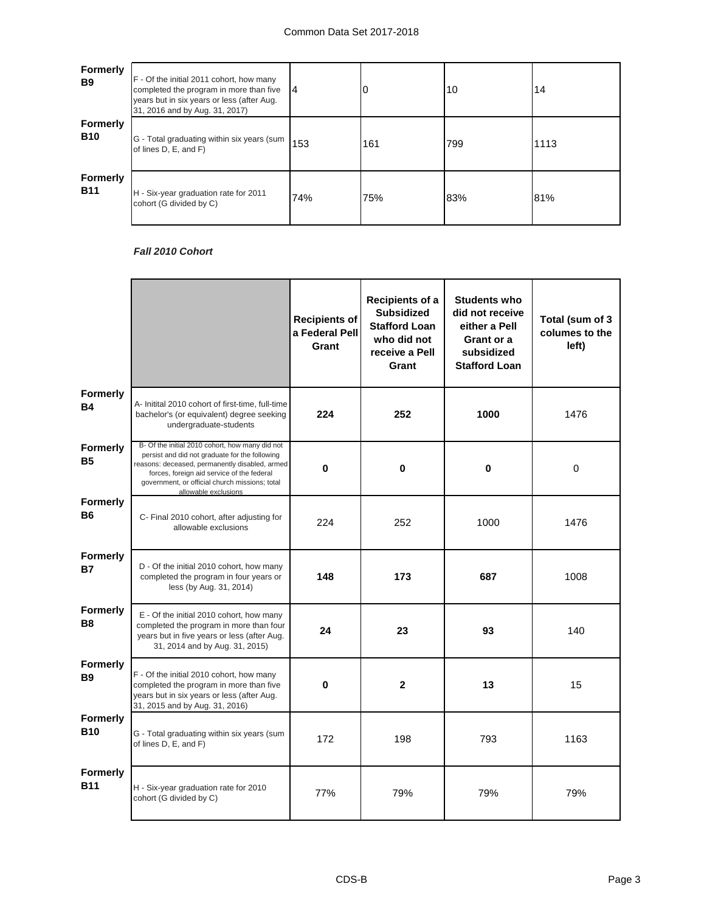| | | | | | |
|---|---|---|---|---|---|
| **Formerly B9** | F - Of the initial 2011 cohort, how many completed the program in more than five years but in six years or less (after Aug. 31, 2016 and by Aug. 31, 2017) | 4 | 0 | 10 | 14 |
| **Formerly B10** | G - Total graduating within six years (sum of lines D, E, and F) | 153 | 161 | 799 | 1113 |
| **Formerly B11** | H - Six-year graduation rate for 2011 cohort (G divided by C) | 74% | 75% | 83% | 81% |

***Fall 2010 Cohort***

| | | **Recipients of a Federal Pell Grant** | **Recipients of a Subsidized Stafford Loan who did not receive a Pell Grant** | **Students who did not receive either a Pell Grant or a subsidized Stafford Loan** | **Total (sum of 3 columes to the left)** |
|---|---|---|---|---|---|
| **Formerly B4** | A- Initital 2010 cohort of first-time, full-time bachelor's (or equivalent) degree seeking undergraduate-students | **224** | **252** | **1000** | 1476 |
| **Formerly B5** | B- Of the initial 2010 cohort, how many did not persist and did not graduate for the following reasons: deceased, permanently disabled, armed forces, foreign aid service of the federal government, or official church missions; total allowable exclusions | **0** | **0** | **0** | 0 |
| **Formerly B6** | C- Final 2010 cohort, after adjusting for allowable exclusions | 224 | 252 | 1000 | 1476 |
| **Formerly B7** | D - Of the initial 2010 cohort, how many completed the program in four years or less (by Aug. 31, 2014) | **148** | **173** | **687** | 1008 |
| **Formerly B8** | E - Of the initial 2010 cohort, how many completed the program in more than four years but in five years or less (after Aug. 31, 2014 and by Aug. 31, 2015) | **24** | **23** | **93** | 140 |
| **Formerly B9** | F - Of the initial 2010 cohort, how many completed the program in more than five years but in six years or less (after Aug. 31, 2015 and by Aug. 31, 2016) | **0** | **2** | **13** | 15 |
| **Formerly B10** | G - Total graduating within six years (sum of lines D, E, and F) | 172 | 198 | 793 | 1163 |
| **Formerly B11** | H - Six-year graduation rate for 2010 cohort (G divided by C) | 77% | 79% | 79% | 79% |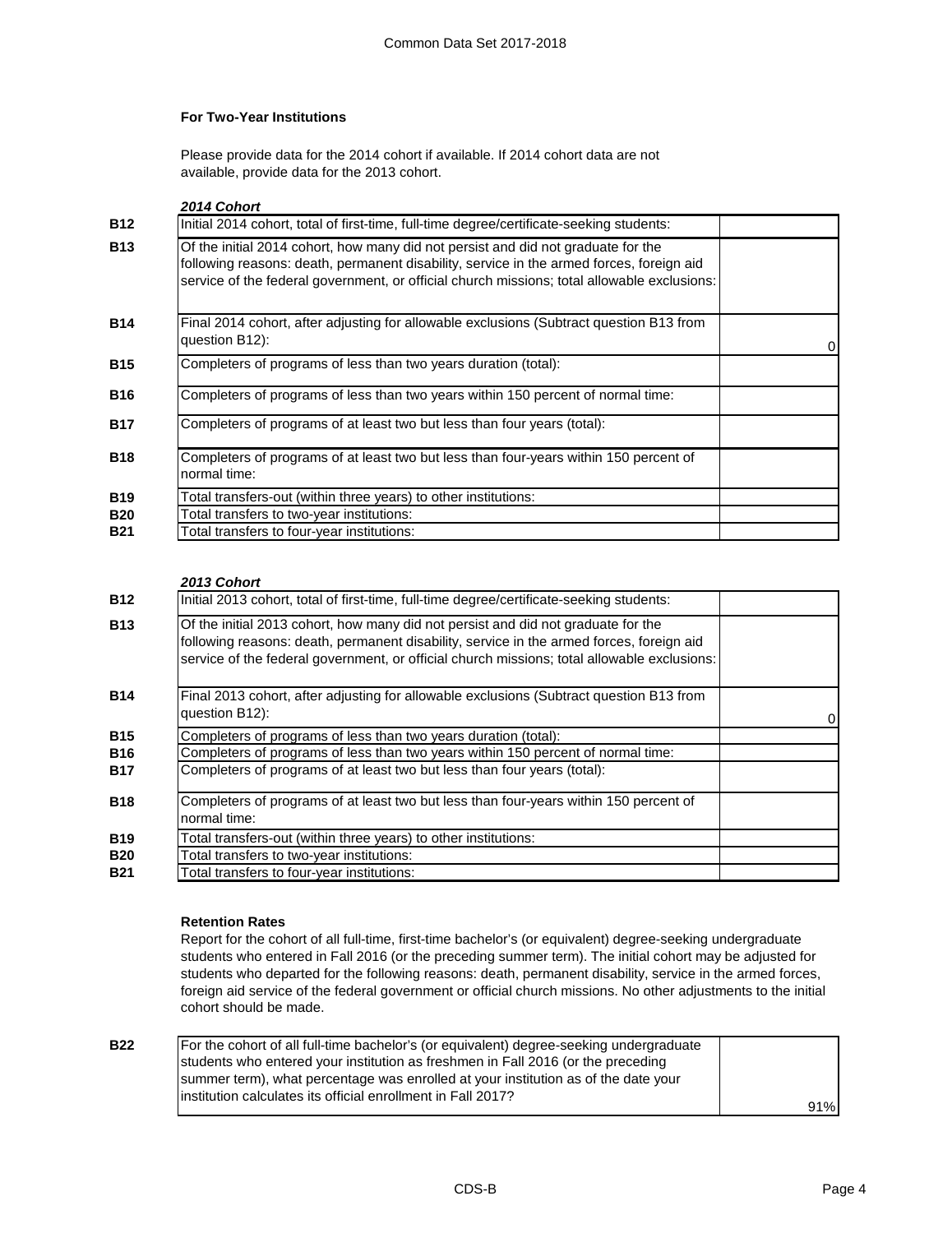### For Two-Year Institutions

Please provide data for the 2014 cohort if available. If 2014 cohort data are not available, provide data for the 2013 cohort.

***2014 Cohort***

| | | |
|---|---|---|
| **B12** | Initial 2014 cohort, total of first-time, full-time degree/certificate-seeking students: | |
| **B13** | Of the initial 2014 cohort, how many did not persist and did not graduate for the following reasons: death, permanent disability, service in the armed forces, foreign aid service of the federal government, or official church missions; total allowable exclusions: | |
| **B14** | Final 2014 cohort, after adjusting for allowable exclusions (Subtract question B13 from question B12): | 0 |
| **B15** | Completers of programs of less than two years duration (total): | |
| **B16** | Completers of programs of less than two years within 150 percent of normal time: | |
| **B17** | Completers of programs of at least two but less than four years (total): | |
| **B18** | Completers of programs of at least two but less than four-years within 150 percent of normal time: | |
| **B19** | Total transfers-out (within three years) to other institutions: | |
| **B20** | Total transfers to two-year institutions: | |
| **B21** | Total transfers to four-year institutions: | |

***2013 Cohort***

| | | |
|---|---|---|
| **B12** | Initial 2013 cohort, total of first-time, full-time degree/certificate-seeking students: | |
| **B13** | Of the initial 2013 cohort, how many did not persist and did not graduate for the following reasons: death, permanent disability, service in the armed forces, foreign aid service of the federal government, or official church missions; total allowable exclusions: | |
| **B14** | Final 2013 cohort, after adjusting for allowable exclusions (Subtract question B13 from question B12): | 0 |
| **B15** | Completers of programs of less than two years duration (total): | |
| **B16** | Completers of programs of less than two years within 150 percent of normal time: | |
| **B17** | Completers of programs of at least two but less than four years (total): | |
| **B18** | Completers of programs of at least two but less than four-years within 150 percent of normal time: | |
| **B19** | Total transfers-out (within three years) to other institutions: | |
| **B20** | Total transfers to two-year institutions: | |
| **B21** | Total transfers to four-year institutions: | |

### Retention Rates

Report for the cohort of all full-time, first-time bachelor's (or equivalent) degree-seeking undergraduate students who entered in Fall 2016 (or the preceding summer term). The initial cohort may be adjusted for students who departed for the following reasons: death, permanent disability, service in the armed forces, foreign aid service of the federal government or official church missions. No other adjustments to the initial cohort should be made.

| | | |
|---|---|---|
| **B22** | For the cohort of all full-time bachelor's (or equivalent) degree-seeking undergraduate students who entered your institution as freshmen in Fall 2016 (or the preceding summer term), what percentage was enrolled at your institution as of the date your institution calculates its official enrollment in Fall 2017? | 91% |